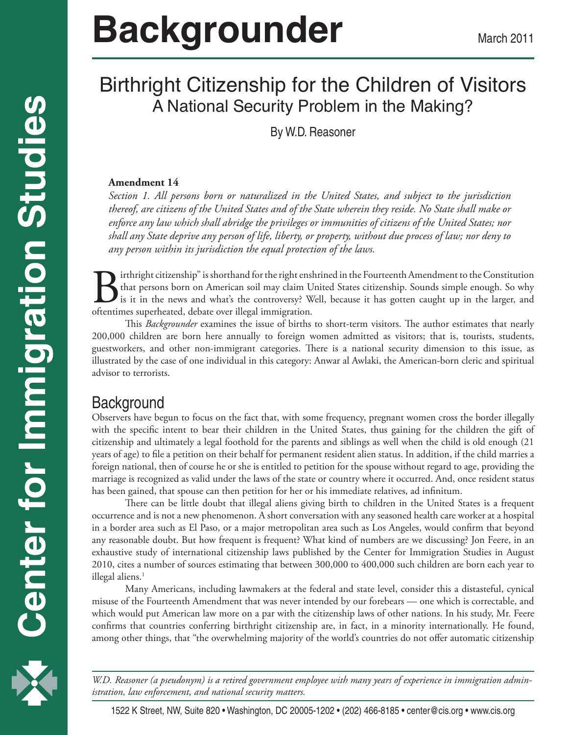# Backgrounder

March 2011

## Birthright Citizenship for the Children of Visitors
### A National Security Problem in the Making?

By W.D. Reasoner

**Amendment 14**

*Section 1. All persons born or naturalized in the United States, and subject to the jurisdiction thereof, are citizens of the United States and of the State wherein they reside. No State shall make or enforce any law which shall abridge the privileges or immunities of citizens of the United States; nor shall any State deprive any person of life, liberty, or property, without due process of law; nor deny to any person within its jurisdiction the equal protection of the laws.*

Birthright citizenship" is shorthand for the right enshrined in the Fourteenth Amendment to the Constitution that persons born on American soil may claim United States citizenship. Sounds simple enough. So why is it in the news and what's the controversy? Well, because it has gotten caught up in the larger, and oftentimes superheated, debate over illegal immigration.

This *Backgrounder* examines the issue of births to short-term visitors. The author estimates that nearly 200,000 children are born here annually to foreign women admitted as visitors; that is, tourists, students, guestworkers, and other non-immigrant categories. There is a national security dimension to this issue, as illustrated by the case of one individual in this category: Anwar al Awlaki, the American-born cleric and spiritual advisor to terrorists.

## Background

Observers have begun to focus on the fact that, with some frequency, pregnant women cross the border illegally with the specific intent to bear their children in the United States, thus gaining for the children the gift of citizenship and ultimately a legal foothold for the parents and siblings as well when the child is old enough (21 years of age) to file a petition on their behalf for permanent resident alien status. In addition, if the child marries a foreign national, then of course he or she is entitled to petition for the spouse without regard to age, providing the marriage is recognized as valid under the laws of the state or country where it occurred. And, once resident status has been gained, that spouse can then petition for her or his immediate relatives, ad infinitum.

There can be little doubt that illegal aliens giving birth to children in the United States is a frequent occurrence and is not a new phenomenon. A short conversation with any seasoned health care worker at a hospital in a border area such as El Paso, or a major metropolitan area such as Los Angeles, would confirm that beyond any reasonable doubt. But how frequent is frequent? What kind of numbers are we discussing? Jon Feere, in an exhaustive study of international citizenship laws published by the Center for Immigration Studies in August 2010, cites a number of sources estimating that between 300,000 to 400,000 such children are born each year to illegal aliens.[1]

Many Americans, including lawmakers at the federal and state level, consider this a distasteful, cynical misuse of the Fourteenth Amendment that was never intended by our forebears — one which is correctable, and which would put American law more on a par with the citizenship laws of other nations. In his study, Mr. Feere confirms that countries conferring birthright citizenship are, in fact, in a minority internationally. He found, among other things, that "the overwhelming majority of the world's countries do not offer automatic citizenship

*W.D. Reasoner (a pseudonym) is a retired government employee with many years of experience in immigration administration, law enforcement, and national security matters.*

1522 K Street, NW, Suite 820 • Washington, DC 20005-1202 • (202) 466-8185 • center@cis.org • www.cis.org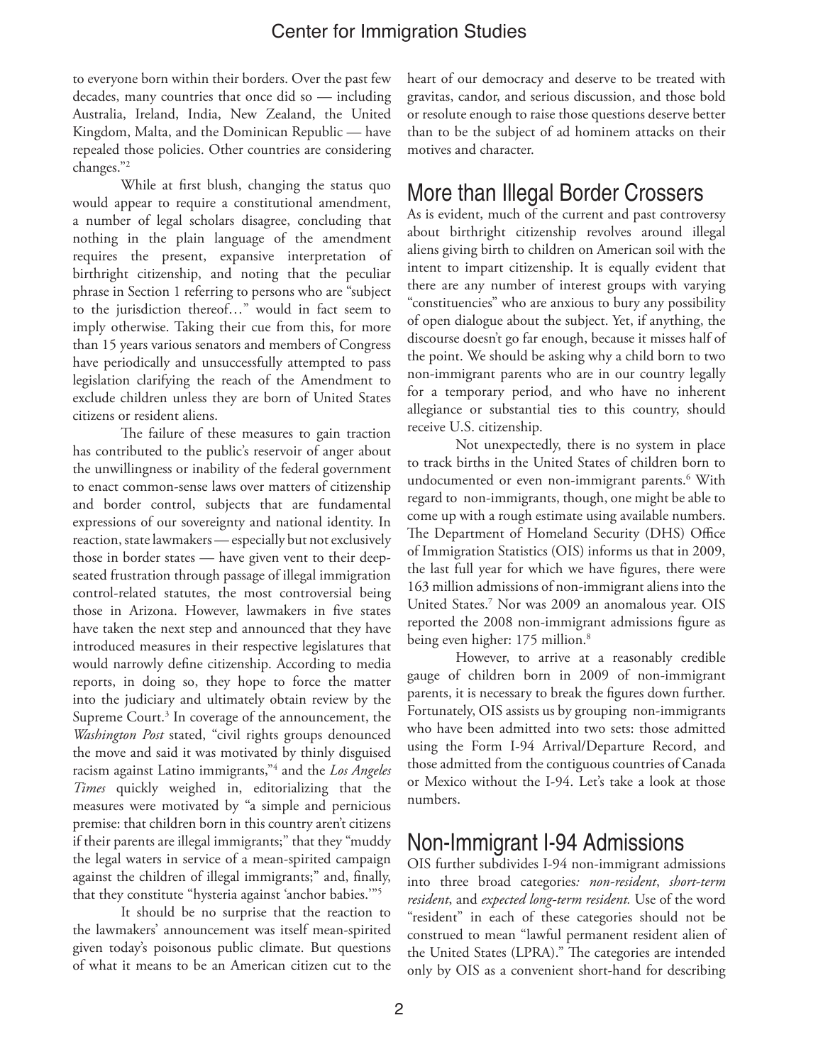to everyone born within their borders. Over the past few decades, many countries that once did so — including Australia, Ireland, India, New Zealand, the United Kingdom, Malta, and the Dominican Republic — have repealed those policies. Other countries are considering changes."[2]

While at first blush, changing the status quo would appear to require a constitutional amendment, a number of legal scholars disagree, concluding that nothing in the plain language of the amendment requires the present, expansive interpretation of birthright citizenship, and noting that the peculiar phrase in Section 1 referring to persons who are "subject to the jurisdiction thereof…" would in fact seem to imply otherwise. Taking their cue from this, for more than 15 years various senators and members of Congress have periodically and unsuccessfully attempted to pass legislation clarifying the reach of the Amendment to exclude children unless they are born of United States citizens or resident aliens.

The failure of these measures to gain traction has contributed to the public's reservoir of anger about the unwillingness or inability of the federal government to enact common-sense laws over matters of citizenship and border control, subjects that are fundamental expressions of our sovereignty and national identity. In reaction, state lawmakers — especially but not exclusively those in border states — have given vent to their deep-seated frustration through passage of illegal immigration control-related statutes, the most controversial being those in Arizona. However, lawmakers in five states have taken the next step and announced that they have introduced measures in their respective legislatures that would narrowly define citizenship. According to media reports, in doing so, they hope to force the matter into the judiciary and ultimately obtain review by the Supreme Court.[3] In coverage of the announcement, the *Washington Post* stated, "civil rights groups denounced the move and said it was motivated by thinly disguised racism against Latino immigrants,"[4] and the *Los Angeles Times* quickly weighed in, editorializing that the measures were motivated by "a simple and pernicious premise: that children born in this country aren't citizens if their parents are illegal immigrants;" that they "muddy the legal waters in service of a mean-spirited campaign against the children of illegal immigrants;" and, finally, that they constitute "hysteria against 'anchor babies.'"[5]

It should be no surprise that the reaction to the lawmakers' announcement was itself mean-spirited given today's poisonous public climate. But questions of what it means to be an American citizen cut to the heart of our democracy and deserve to be treated with gravitas, candor, and serious discussion, and those bold or resolute enough to raise those questions deserve better than to be the subject of ad hominem attacks on their motives and character.

## More than Illegal Border Crossers

As is evident, much of the current and past controversy about birthright citizenship revolves around illegal aliens giving birth to children on American soil with the intent to impart citizenship. It is equally evident that there are any number of interest groups with varying "constituencies" who are anxious to bury any possibility of open dialogue about the subject. Yet, if anything, the discourse doesn't go far enough, because it misses half of the point. We should be asking why a child born to two non-immigrant parents who are in our country legally for a temporary period, and who have no inherent allegiance or substantial ties to this country, should receive U.S. citizenship.

Not unexpectedly, there is no system in place to track births in the United States of children born to undocumented or even non-immigrant parents.[6] With regard to non-immigrants, though, one might be able to come up with a rough estimate using available numbers. The Department of Homeland Security (DHS) Office of Immigration Statistics (OIS) informs us that in 2009, the last full year for which we have figures, there were 163 million admissions of non-immigrant aliens into the United States.[7] Nor was 2009 an anomalous year. OIS reported the 2008 non-immigrant admissions figure as being even higher: 175 million.[8]

However, to arrive at a reasonably credible gauge of children born in 2009 of non-immigrant parents, it is necessary to break the figures down further. Fortunately, OIS assists us by grouping non-immigrants who have been admitted into two sets: those admitted using the Form I-94 Arrival/Departure Record, and those admitted from the contiguous countries of Canada or Mexico without the I-94. Let's take a look at those numbers.

## Non-Immigrant I-94 Admissions

OIS further subdivides I-94 non-immigrant admissions into three broad categories*: non-resident*, *short-term resident*, and *expected long-term resident.* Use of the word "resident" in each of these categories should not be construed to mean "lawful permanent resident alien of the United States (LPRA)." The categories are intended only by OIS as a convenient short-hand for describing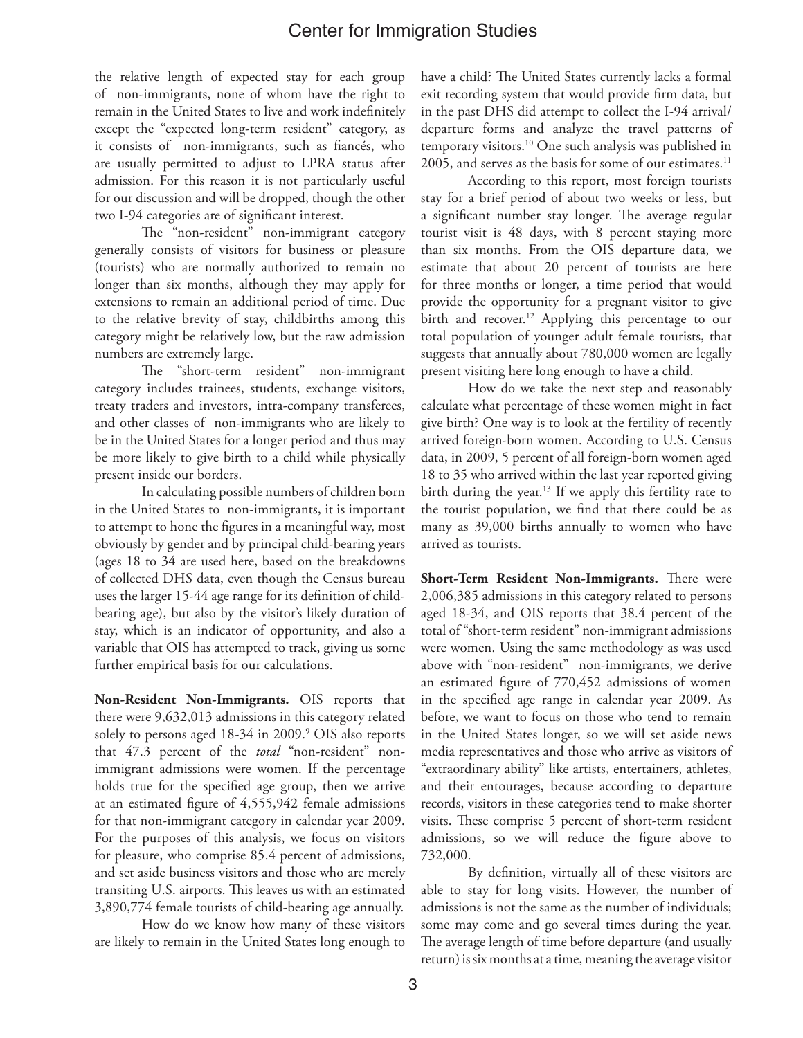the relative length of expected stay for each group of non-immigrants, none of whom have the right to remain in the United States to live and work indefinitely except the "expected long-term resident" category, as it consists of non-immigrants, such as fiancés, who are usually permitted to adjust to LPRA status after admission. For this reason it is not particularly useful for our discussion and will be dropped, though the other two I-94 categories are of significant interest.

The "non-resident" non-immigrant category generally consists of visitors for business or pleasure (tourists) who are normally authorized to remain no longer than six months, although they may apply for extensions to remain an additional period of time. Due to the relative brevity of stay, childbirths among this category might be relatively low, but the raw admission numbers are extremely large.

The "short-term resident" non-immigrant category includes trainees, students, exchange visitors, treaty traders and investors, intra-company transferees, and other classes of non-immigrants who are likely to be in the United States for a longer period and thus may be more likely to give birth to a child while physically present inside our borders.

In calculating possible numbers of children born in the United States to non-immigrants, it is important to attempt to hone the figures in a meaningful way, most obviously by gender and by principal child-bearing years (ages 18 to 34 are used here, based on the breakdowns of collected DHS data, even though the Census bureau uses the larger 15-44 age range for its definition of child-bearing age), but also by the visitor's likely duration of stay, which is an indicator of opportunity, and also a variable that OIS has attempted to track, giving us some further empirical basis for our calculations.

**Non-Resident Non-Immigrants.** OIS reports that there were 9,632,013 admissions in this category related solely to persons aged 18-34 in 2009.[9] OIS also reports that 47.3 percent of the *total* "non-resident" non-immigrant admissions were women. If the percentage holds true for the specified age group, then we arrive at an estimated figure of 4,555,942 female admissions for that non-immigrant category in calendar year 2009. For the purposes of this analysis, we focus on visitors for pleasure, who comprise 85.4 percent of admissions, and set aside business visitors and those who are merely transiting U.S. airports. This leaves us with an estimated 3,890,774 female tourists of child-bearing age annually.

How do we know how many of these visitors are likely to remain in the United States long enough to have a child? The United States currently lacks a formal exit recording system that would provide firm data, but in the past DHS did attempt to collect the I-94 arrival/departure forms and analyze the travel patterns of temporary visitors.[10] One such analysis was published in 2005, and serves as the basis for some of our estimates.[11]

According to this report, most foreign tourists stay for a brief period of about two weeks or less, but a significant number stay longer. The average regular tourist visit is 48 days, with 8 percent staying more than six months. From the OIS departure data, we estimate that about 20 percent of tourists are here for three months or longer, a time period that would provide the opportunity for a pregnant visitor to give birth and recover.[12] Applying this percentage to our total population of younger adult female tourists, that suggests that annually about 780,000 women are legally present visiting here long enough to have a child.

How do we take the next step and reasonably calculate what percentage of these women might in fact give birth? One way is to look at the fertility of recently arrived foreign-born women. According to U.S. Census data, in 2009, 5 percent of all foreign-born women aged 18 to 35 who arrived within the last year reported giving birth during the year.[13] If we apply this fertility rate to the tourist population, we find that there could be as many as 39,000 births annually to women who have arrived as tourists.

**Short-Term Resident Non-Immigrants.** There were 2,006,385 admissions in this category related to persons aged 18-34, and OIS reports that 38.4 percent of the total of "short-term resident" non-immigrant admissions were women. Using the same methodology as was used above with "non-resident" non-immigrants, we derive an estimated figure of 770,452 admissions of women in the specified age range in calendar year 2009. As before, we want to focus on those who tend to remain in the United States longer, so we will set aside news media representatives and those who arrive as visitors of "extraordinary ability" like artists, entertainers, athletes, and their entourages, because according to departure records, visitors in these categories tend to make shorter visits. These comprise 5 percent of short-term resident admissions, so we will reduce the figure above to 732,000.

By definition, virtually all of these visitors are able to stay for long visits. However, the number of admissions is not the same as the number of individuals; some may come and go several times during the year. The average length of time before departure (and usually return) is six months at a time, meaning the average visitor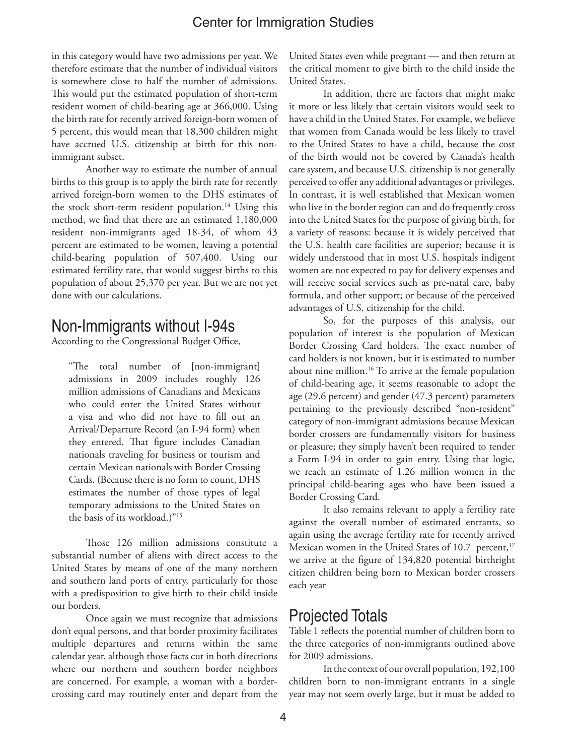in this category would have two admissions per year. We therefore estimate that the number of individual visitors is somewhere close to half the number of admissions. This would put the estimated population of short-term resident women of child-bearing age at 366,000. Using the birth rate for recently arrived foreign-born women of 5 percent, this would mean that 18,300 children might have accrued U.S. citizenship at birth for this non-immigrant subset.

Another way to estimate the number of annual births to this group is to apply the birth rate for recently arrived foreign-born women to the DHS estimates of the stock short-term resident population.[14] Using this method, we find that there are an estimated 1,180,000 resident non-immigrants aged 18-34, of whom 43 percent are estimated to be women, leaving a potential child-bearing population of 507,400. Using our estimated fertility rate, that would suggest births to this population of about 25,370 per year. But we are not yet done with our calculations.

## Non-Immigrants without I-94s

According to the Congressional Budget Office,

> "The total number of [non-immigrant] admissions in 2009 includes roughly 126 million admissions of Canadians and Mexicans who could enter the United States without a visa and who did not have to fill out an Arrival/Departure Record (an I-94 form) when they entered. That figure includes Canadian nationals traveling for business or tourism and certain Mexican nationals with Border Crossing Cards. (Because there is no form to count, DHS estimates the number of those types of legal temporary admissions to the United States on the basis of its workload.)"[15]

Those 126 million admissions constitute a substantial number of aliens with direct access to the United States by means of one of the many northern and southern land ports of entry, particularly for those with a predisposition to give birth to their child inside our borders.

Once again we must recognize that admissions don't equal persons, and that border proximity facilitates multiple departures and returns within the same calendar year, although those facts cut in both directions where our northern and southern border neighbors are concerned. For example, a woman with a border-crossing card may routinely enter and depart from the United States even while pregnant — and then return at the critical moment to give birth to the child inside the United States.

In addition, there are factors that might make it more or less likely that certain visitors would seek to have a child in the United States. For example, we believe that women from Canada would be less likely to travel to the United States to have a child, because the cost of the birth would not be covered by Canada's health care system, and because U.S. citizenship is not generally perceived to offer any additional advantages or privileges. In contrast, it is well established that Mexican women who live in the border region can and do frequently cross into the United States for the purpose of giving birth, for a variety of reasons: because it is widely perceived that the U.S. health care facilities are superior; because it is widely understood that in most U.S. hospitals indigent women are not expected to pay for delivery expenses and will receive social services such as pre-natal care, baby formula, and other support; or because of the perceived advantages of U.S. citizenship for the child.

So, for the purposes of this analysis, our population of interest is the population of Mexican Border Crossing Card holders. The exact number of card holders is not known, but it is estimated to number about nine million.[16] To arrive at the female population of child-bearing age, it seems reasonable to adopt the age (29.6 percent) and gender (47.3 percent) parameters pertaining to the previously described "non-resident" category of non-immigrant admissions because Mexican border crossers are fundamentally visitors for business or pleasure; they simply haven't been required to tender a Form I-94 in order to gain entry. Using that logic, we reach an estimate of 1.26 million women in the principal child-bearing ages who have been issued a Border Crossing Card.

It also remains relevant to apply a fertility rate against the overall number of estimated entrants, so again using the average fertility rate for recently arrived Mexican women in the United States of 10.7 percent,[17] we arrive at the figure of 134,820 potential birthright citizen children being born to Mexican border crossers each year

## Projected Totals

Table 1 reflects the potential number of children born to the three categories of non-immigrants outlined above for 2009 admissions.

In the context of our overall population, 192,100 children born to non-immigrant entrants in a single year may not seem overly large, but it must be added to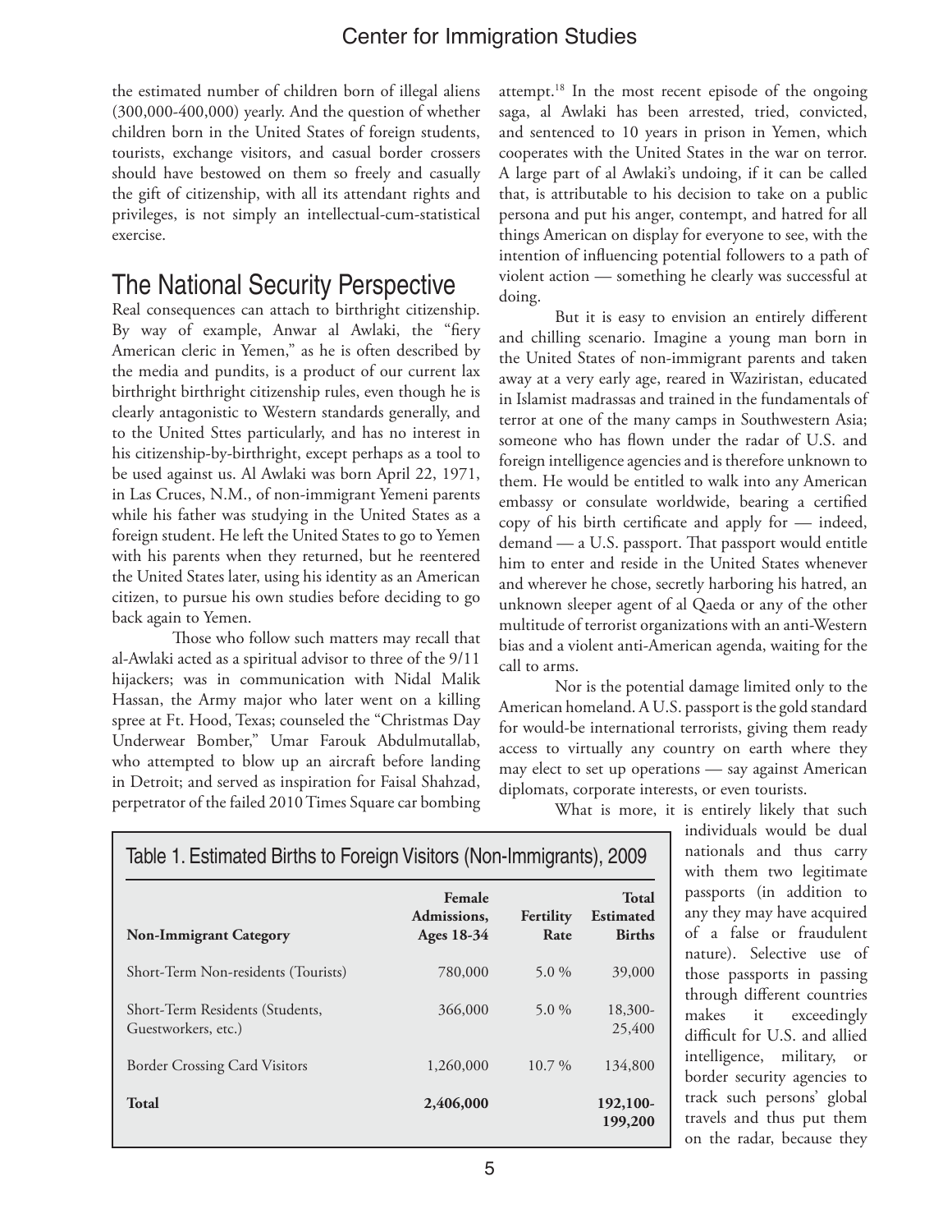the estimated number of children born of illegal aliens (300,000-400,000) yearly. And the question of whether children born in the United States of foreign students, tourists, exchange visitors, and casual border crossers should have bestowed on them so freely and casually the gift of citizenship, with all its attendant rights and privileges, is not simply an intellectual-cum-statistical exercise.

## The National Security Perspective

Real consequences can attach to birthright citizenship. By way of example, Anwar al Awlaki, the "fiery American cleric in Yemen," as he is often described by the media and pundits, is a product of our current lax birthright birthright citizenship rules, even though he is clearly antagonistic to Western standards generally, and to the United Sttes particularly, and has no interest in his citizenship-by-birthright, except perhaps as a tool to be used against us. Al Awlaki was born April 22, 1971, in Las Cruces, N.M., of non-immigrant Yemeni parents while his father was studying in the United States as a foreign student. He left the United States to go to Yemen with his parents when they returned, but he reentered the United States later, using his identity as an American citizen, to pursue his own studies before deciding to go back again to Yemen.

Those who follow such matters may recall that al-Awlaki acted as a spiritual advisor to three of the 9/11 hijackers; was in communication with Nidal Malik Hassan, the Army major who later went on a killing spree at Ft. Hood, Texas; counseled the "Christmas Day Underwear Bomber," Umar Farouk Abdulmutallab, who attempted to blow up an aircraft before landing in Detroit; and served as inspiration for Faisal Shahzad, perpetrator of the failed 2010 Times Square car bombing attempt.[18] In the most recent episode of the ongoing saga, al Awlaki has been arrested, tried, convicted, and sentenced to 10 years in prison in Yemen, which cooperates with the United States in the war on terror. A large part of al Awlaki's undoing, if it can be called that, is attributable to his decision to take on a public persona and put his anger, contempt, and hatred for all things American on display for everyone to see, with the intention of influencing potential followers to a path of violent action — something he clearly was successful at doing.

But it is easy to envision an entirely different and chilling scenario. Imagine a young man born in the United States of non-immigrant parents and taken away at a very early age, reared in Waziristan, educated in Islamist madrassas and trained in the fundamentals of terror at one of the many camps in Southwestern Asia; someone who has flown under the radar of U.S. and foreign intelligence agencies and is therefore unknown to them. He would be entitled to walk into any American embassy or consulate worldwide, bearing a certified copy of his birth certificate and apply for — indeed, demand — a U.S. passport. That passport would entitle him to enter and reside in the United States whenever and wherever he chose, secretly harboring his hatred, an unknown sleeper agent of al Qaeda or any of the other multitude of terrorist organizations with an anti-Western bias and a violent anti-American agenda, waiting for the call to arms.

Nor is the potential damage limited only to the American homeland. A U.S. passport is the gold standard for would-be international terrorists, giving them ready access to virtually any country on earth where they may elect to set up operations — say against American diplomats, corporate interests, or even tourists.

What is more, it is entirely likely that such individuals would be dual nationals and thus carry with them two legitimate passports (in addition to any they may have acquired of a false or fraudulent nature). Selective use of those passports in passing through different countries makes it exceedingly difficult for U.S. and allied intelligence, military, or border security agencies to track such persons' global travels and thus put them on the radar, because they

Table 1. Estimated Births to Foreign Visitors (Non-Immigrants), 2009

| Non-Immigrant Category | Female Admissions, Ages 18-34 | Fertility Rate | Total Estimated Births |
|---|---|---|---|
| Short-Term Non-residents (Tourists) | 780,000 | 5.0 % | 39,000 |
| Short-Term Residents (Students, Guestworkers, etc.) | 366,000 | 5.0 % | 18,300-25,400 |
| Border Crossing Card Visitors | 1,260,000 | 10.7 % | 134,800 |
| **Total** | **2,406,000** | | **192,100-199,200** |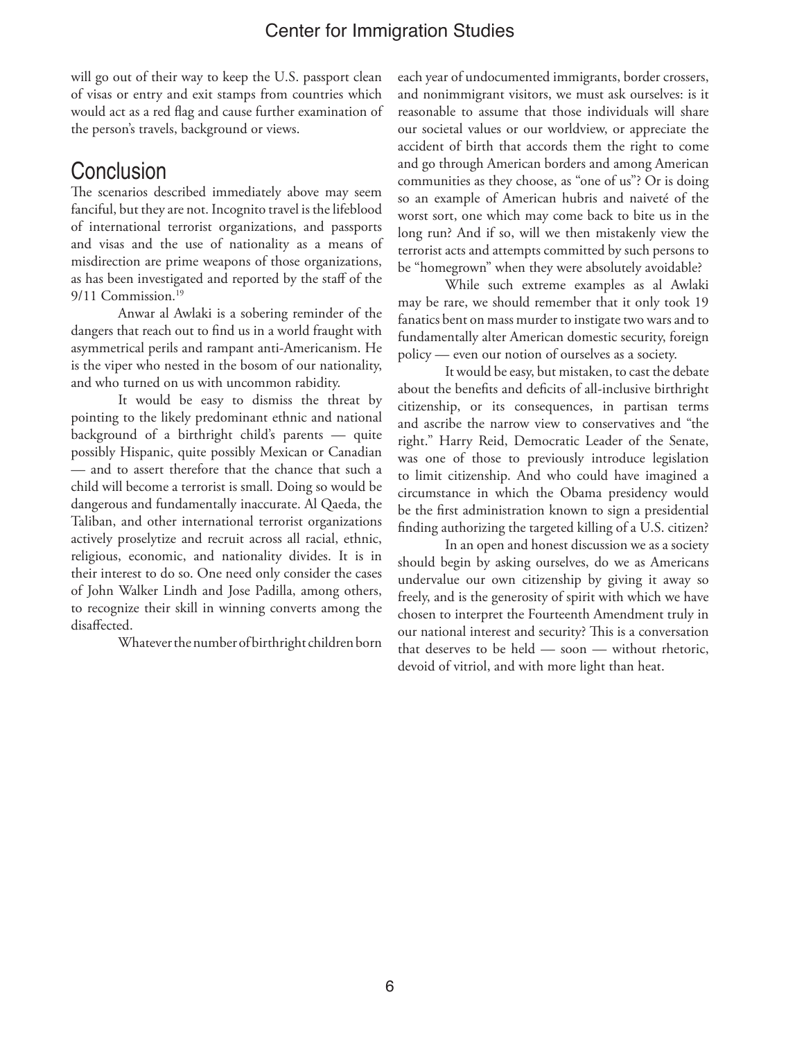will go out of their way to keep the U.S. passport clean of visas or entry and exit stamps from countries which would act as a red flag and cause further examination of the person's travels, background or views.

## Conclusion

The scenarios described immediately above may seem fanciful, but they are not. Incognito travel is the lifeblood of international terrorist organizations, and passports and visas and the use of nationality as a means of misdirection are prime weapons of those organizations, as has been investigated and reported by the staff of the 9/11 Commission.[19]

Anwar al Awlaki is a sobering reminder of the dangers that reach out to find us in a world fraught with asymmetrical perils and rampant anti-Americanism. He is the viper who nested in the bosom of our nationality, and who turned on us with uncommon rabidity.

It would be easy to dismiss the threat by pointing to the likely predominant ethnic and national background of a birthright child's parents — quite possibly Hispanic, quite possibly Mexican or Canadian — and to assert therefore that the chance that such a child will become a terrorist is small. Doing so would be dangerous and fundamentally inaccurate. Al Qaeda, the Taliban, and other international terrorist organizations actively proselytize and recruit across all racial, ethnic, religious, economic, and nationality divides. It is in their interest to do so. One need only consider the cases of John Walker Lindh and Jose Padilla, among others, to recognize their skill in winning converts among the disaffected.

Whatever the number of birthright children born each year of undocumented immigrants, border crossers, and nonimmigrant visitors, we must ask ourselves: is it reasonable to assume that those individuals will share our societal values or our worldview, or appreciate the accident of birth that accords them the right to come and go through American borders and among American communities as they choose, as "one of us"? Or is doing so an example of American hubris and naiveté of the worst sort, one which may come back to bite us in the long run? And if so, will we then mistakenly view the terrorist acts and attempts committed by such persons to be "homegrown" when they were absolutely avoidable?

While such extreme examples as al Awlaki may be rare, we should remember that it only took 19 fanatics bent on mass murder to instigate two wars and to fundamentally alter American domestic security, foreign policy — even our notion of ourselves as a society.

It would be easy, but mistaken, to cast the debate about the benefits and deficits of all-inclusive birthright citizenship, or its consequences, in partisan terms and ascribe the narrow view to conservatives and "the right." Harry Reid, Democratic Leader of the Senate, was one of those to previously introduce legislation to limit citizenship. And who could have imagined a circumstance in which the Obama presidency would be the first administration known to sign a presidential finding authorizing the targeted killing of a U.S. citizen?

In an open and honest discussion we as a society should begin by asking ourselves, do we as Americans undervalue our own citizenship by giving it away so freely, and is the generosity of spirit with which we have chosen to interpret the Fourteenth Amendment truly in our national interest and security? This is a conversation that deserves to be held — soon — without rhetoric, devoid of vitriol, and with more light than heat.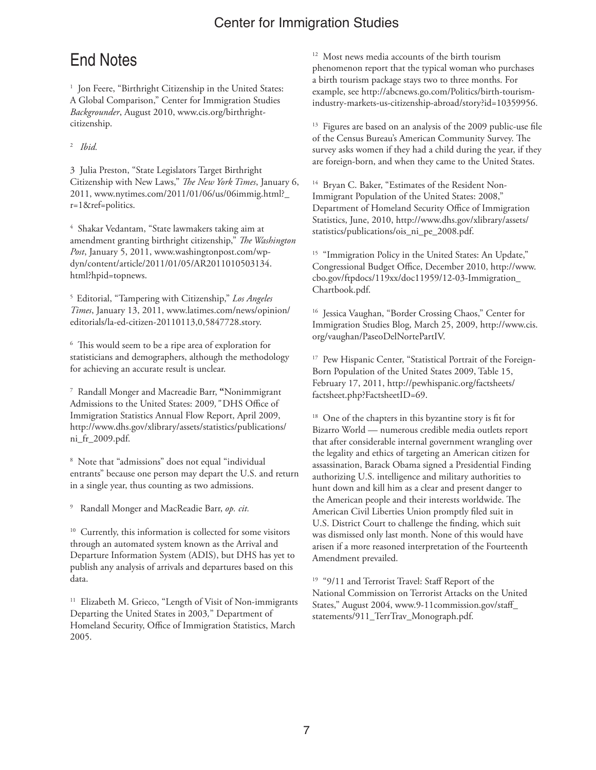## End Notes

[1] Jon Feere, "Birthright Citizenship in the United States: A Global Comparison," Center for Immigration Studies *Backgrounder*, August 2010, www.cis.org/birthright-citizenship.

[2] *Ibid.*

3 Julia Preston, "State Legislators Target Birthright Citizenship with New Laws," *The New York Times*, January 6, 2011, www.nytimes.com/2011/01/06/us/06immig.html?_r=1&ref=politics.

[4] Shakar Vedantam, "State lawmakers taking aim at amendment granting birthright citizenship," *The Washington Post*, January 5, 2011, www.washingtonpost.com/wp-dyn/content/article/2011/01/05/AR2011010503134.html?hpid=topnews.

[5] Editorial, "Tampering with Citizenship," *Los Angeles Times*, January 13, 2011, www.latimes.com/news/opinion/editorials/la-ed-citizen-20110113,0,5847728.story.

[6] This would seem to be a ripe area of exploration for statisticians and demographers, although the methodology for achieving an accurate result is unclear.

[7] Randall Monger and Macreadie Barr, **"**Nonimmigrant Admissions to the United States: 2009*,"* DHS Office of Immigration Statistics Annual Flow Report, April 2009, http://www.dhs.gov/xlibrary/assets/statistics/publications/ni_fr_2009.pdf.

[8] Note that "admissions" does not equal "individual entrants" because one person may depart the U.S. and return in a single year, thus counting as two admissions.

[9] Randall Monger and MacReadie Barr, *op. cit.*

[10] Currently, this information is collected for some visitors through an automated system known as the Arrival and Departure Information System (ADIS), but DHS has yet to publish any analysis of arrivals and departures based on this data.

[11] Elizabeth M. Grieco, "Length of Visit of Non-immigrants Departing the United States in 2003," Department of Homeland Security, Office of Immigration Statistics, March 2005.

[12] Most news media accounts of the birth tourism phenomenon report that the typical woman who purchases a birth tourism package stays two to three months. For example, see http://abcnews.go.com/Politics/birth-tourism-industry-markets-us-citizenship-abroad/story?id=10359956.

[13] Figures are based on an analysis of the 2009 public-use file of the Census Bureau's American Community Survey. The survey asks women if they had a child during the year, if they are foreign-born, and when they came to the United States.

[14] Bryan C. Baker, "Estimates of the Resident Non-Immigrant Population of the United States: 2008," Department of Homeland Security Office of Immigration Statistics, June, 2010, http://www.dhs.gov/xlibrary/assets/statistics/publications/ois_ni_pe_2008.pdf.

[15] "Immigration Policy in the United States: An Update," Congressional Budget Office, December 2010, http://www.cbo.gov/ftpdocs/119xx/doc11959/12-03-Immigration_Chartbook.pdf.

[16] Jessica Vaughan, "Border Crossing Chaos," Center for Immigration Studies Blog, March 25, 2009, http://www.cis.org/vaughan/PaseoDelNortePartIV.

[17] Pew Hispanic Center, "Statistical Portrait of the Foreign-Born Population of the United States 2009, Table 15, February 17, 2011, http://pewhispanic.org/factsheets/factsheet.php?FactsheetID=69.

[18] One of the chapters in this byzantine story is fit for Bizarro World — numerous credible media outlets report that after considerable internal government wrangling over the legality and ethics of targeting an American citizen for assassination, Barack Obama signed a Presidential Finding authorizing U.S. intelligence and military authorities to hunt down and kill him as a clear and present danger to the American people and their interests worldwide. The American Civil Liberties Union promptly filed suit in U.S. District Court to challenge the finding, which suit was dismissed only last month. None of this would have arisen if a more reasoned interpretation of the Fourteenth Amendment prevailed.

[19] "9/11 and Terrorist Travel: Staff Report of the National Commission on Terrorist Attacks on the United States," August 2004, www.9-11commission.gov/staff_statements/911_TerrTrav_Monograph.pdf.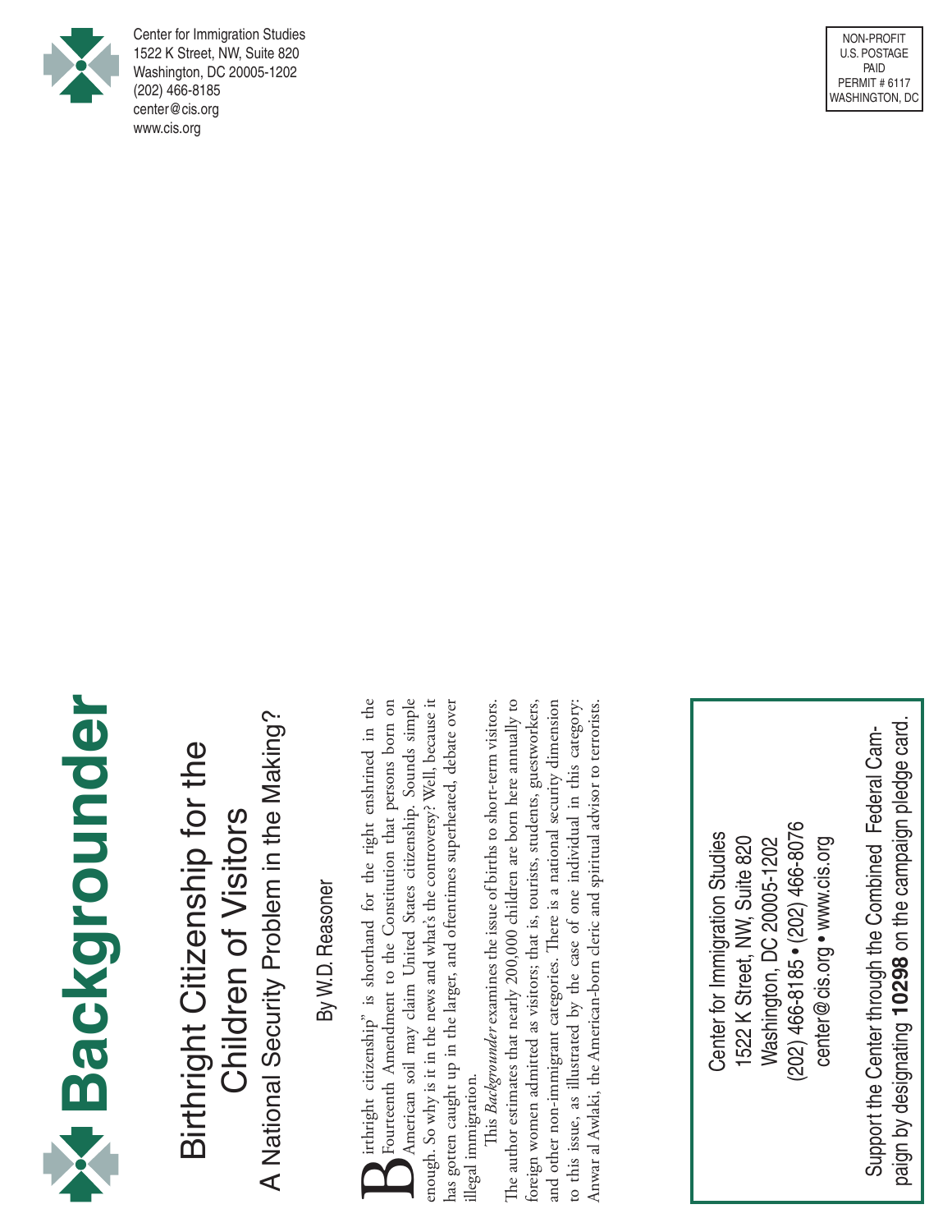Center for Immigration Studies
1522 K Street, NW, Suite 820
Washington, DC 20005-1202
(202) 466-8185
center@cis.org
www.cis.org

NON-PROFIT
U.S. POSTAGE
PAID
PERMIT # 6117
WASHINGTON, DC

# Backgrounder

## Birthright Citizenship for the Children of Visitors

### A National Security Problem in the Making?

By W.D. Reasoner

Birthright citizenship" is shorthand for the right enshrined in the Fourteenth Amendment to the Constitution that persons born on American soil may claim United States citizenship. Sounds simple enough. So why is it in the news and what's the controversy? Well, because it has gotten caught up in the larger, and oftentimes superheated, debate over illegal immigration.

This *Backgrounder* examines the issue of births to short-term visitors. The author estimates that nearly 200,000 children are born here annually to foreign women admitted as visitors; that is, tourists, students, guestworkers, and other non-immigrant categories. There is a national security dimension to this issue, as illustrated by the case of one individual in this category: Anwar al Awlaki, the American-born cleric and spiritual advisor to terrorists.

Center for Immigration Studies
1522 K Street, NW, Suite 820
Washington, DC 20005-1202
(202) 466-8185 • (202) 466-8076
center@cis.org • www.cis.org

Support the Center through the Combined Federal Campaign by designating **10298** on the campaign pledge card.